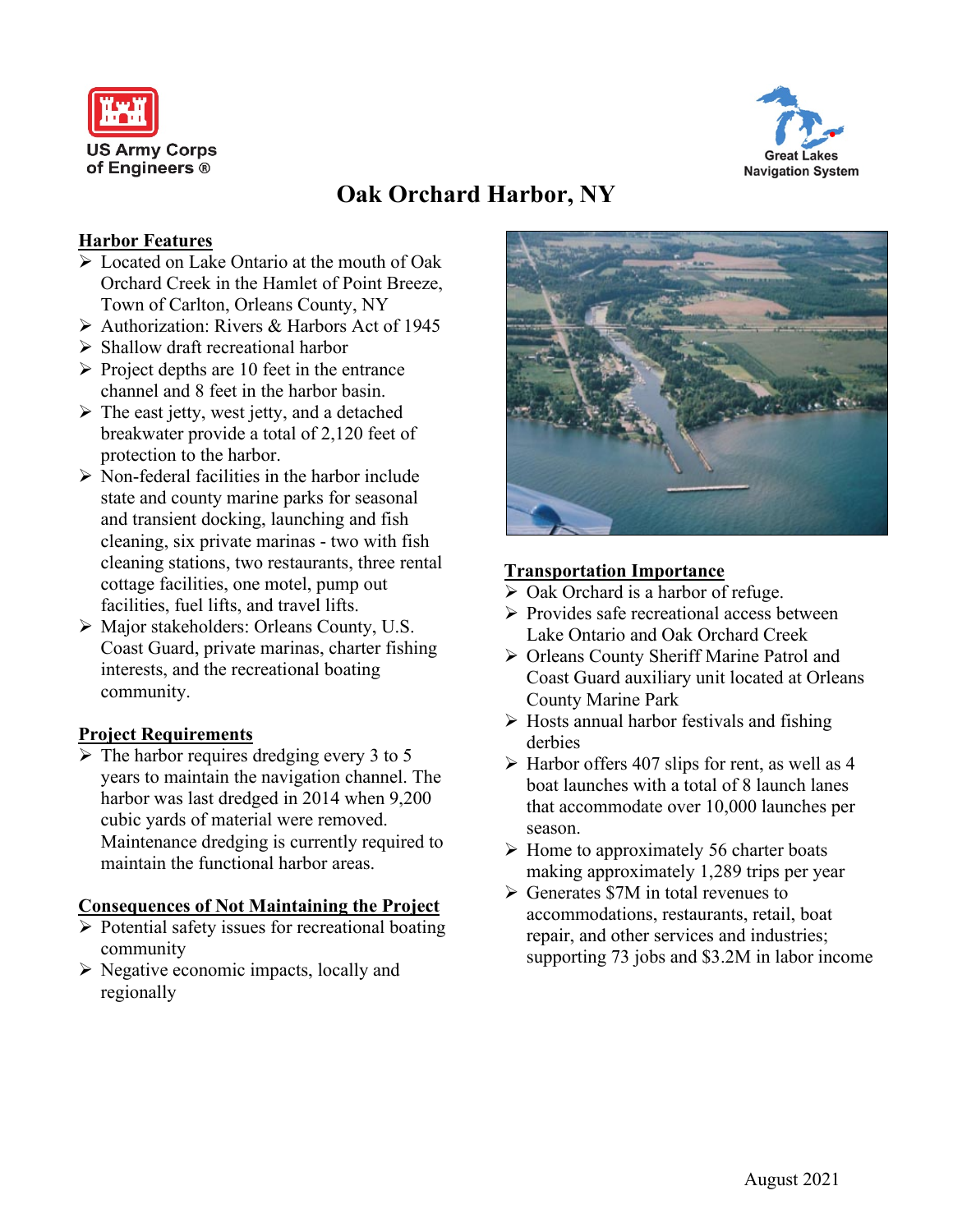US Army Corps of Engineers ®

Great Lakes Navigation System

# Oak Orchard Harbor, NY

## Harbor Features

- Located on Lake Ontario at the mouth of Oak Orchard Creek in the Hamlet of Point Breeze, Town of Carlton, Orleans County, NY
- Authorization: Rivers & Harbors Act of 1945
- Shallow draft recreational harbor
- Project depths are 10 feet in the entrance channel and 8 feet in the harbor basin.
- The east jetty, west jetty, and a detached breakwater provide a total of 2,120 feet of protection to the harbor.
- Non-federal facilities in the harbor include state and county marine parks for seasonal and transient docking, launching and fish cleaning, six private marinas - two with fish cleaning stations, two restaurants, three rental cottage facilities, one motel, pump out facilities, fuel lifts, and travel lifts.
- Major stakeholders: Orleans County, U.S. Coast Guard, private marinas, charter fishing interests, and the recreational boating community.

## Project Requirements

- The harbor requires dredging every 3 to 5 years to maintain the navigation channel. The harbor was last dredged in 2014 when 9,200 cubic yards of material were removed. Maintenance dredging is currently required to maintain the functional harbor areas.

## Consequences of Not Maintaining the Project

- Potential safety issues for recreational boating community
- Negative economic impacts, locally and regionally

## Transportation Importance

- Oak Orchard is a harbor of refuge.
- Provides safe recreational access between Lake Ontario and Oak Orchard Creek
- Orleans County Sheriff Marine Patrol and Coast Guard auxiliary unit located at Orleans County Marine Park
- Hosts annual harbor festivals and fishing derbies
- Harbor offers 407 slips for rent, as well as 4 boat launches with a total of 8 launch lanes that accommodate over 10,000 launches per season.
- Home to approximately 56 charter boats making approximately 1,289 trips per year
- Generates $7M in total revenues to accommodations, restaurants, retail, boat repair, and other services and industries; supporting 73 jobs and $3.2M in labor income

August 2021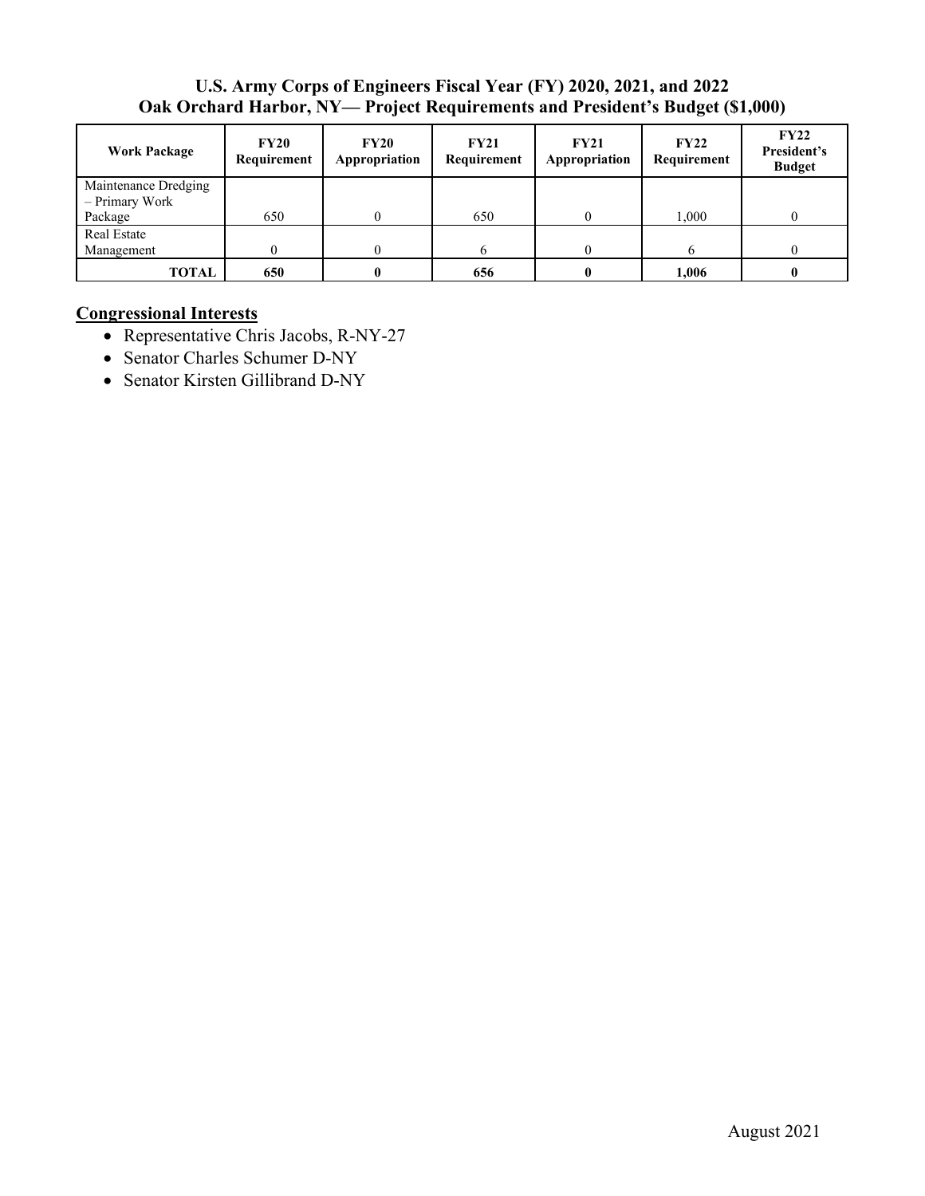**U.S. Army Corps of Engineers Fiscal Year (FY) 2020, 2021, and 2022**
**Oak Orchard Harbor, NY— Project Requirements and President's Budget ($1,000)**

| Work Package | FY20 Requirement | FY20 Appropriation | FY21 Requirement | FY21 Appropriation | FY22 Requirement | FY22 President's Budget |
|---|---|---|---|---|---|---|
| Maintenance Dredging – Primary Work Package | 650 | 0 | 650 | 0 | 1,000 | 0 |
| Real Estate Management | 0 | 0 | 6 | 0 | 6 | 0 |
| **TOTAL** | **650** | **0** | **656** | **0** | **1,006** | **0** |

## Congressional Interests

- Representative Chris Jacobs, R-NY-27
- Senator Charles Schumer D-NY
- Senator Kirsten Gillibrand D-NY

August 2021